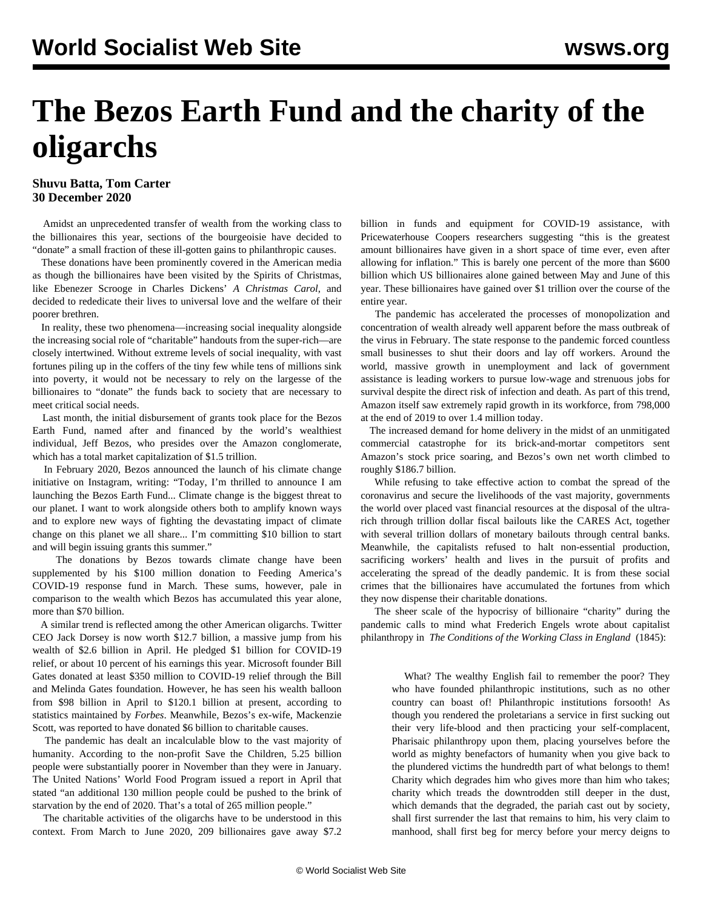# The Bezos Earth Fund and the charity of the oligarchs

**Shuvu Batta, Tom Carter**
**30 December 2020**

Amidst an unprecedented transfer of wealth from the working class to the billionaires this year, sections of the bourgeoisie have decided to "donate" a small fraction of these ill-gotten gains to philanthropic causes.

These donations have been prominently covered in the American media as though the billionaires have been visited by the Spirits of Christmas, like Ebenezer Scrooge in Charles Dickens' *A Christmas Carol*, and decided to rededicate their lives to universal love and the welfare of their poorer brethren.

In reality, these two phenomena—increasing social inequality alongside the increasing social role of "charitable" handouts from the super-rich—are closely intertwined. Without extreme levels of social inequality, with vast fortunes piling up in the coffers of the tiny few while tens of millions sink into poverty, it would not be necessary to rely on the largesse of the billionaires to "donate" the funds back to society that are necessary to meet critical social needs.

Last month, the initial disbursement of grants took place for the Bezos Earth Fund, named after and financed by the world's wealthiest individual, Jeff Bezos, who presides over the Amazon conglomerate, which has a total market capitalization of $1.5 trillion.

In February 2020, Bezos announced the launch of his climate change initiative on Instagram, writing: "Today, I'm thrilled to announce I am launching the Bezos Earth Fund... Climate change is the biggest threat to our planet. I want to work alongside others both to amplify known ways and to explore new ways of fighting the devastating impact of climate change on this planet we all share... I'm committing $10 billion to start and will begin issuing grants this summer."

The donations by Bezos towards climate change have been supplemented by his $100 million donation to Feeding America's COVID-19 response fund in March. These sums, however, pale in comparison to the wealth which Bezos has accumulated this year alone, more than $70 billion.

A similar trend is reflected among the other American oligarchs. Twitter CEO Jack Dorsey is now worth $12.7 billion, a massive jump from his wealth of $2.6 billion in April. He pledged $1 billion for COVID-19 relief, or about 10 percent of his earnings this year. Microsoft founder Bill Gates donated at least $350 million to COVID-19 relief through the Bill and Melinda Gates foundation. However, he has seen his wealth balloon from $98 billion in April to $120.1 billion at present, according to statistics maintained by *Forbes*. Meanwhile, Bezos's ex-wife, Mackenzie Scott, was reported to have donated $6 billion to charitable causes.

The pandemic has dealt an incalculable blow to the vast majority of humanity. According to the non-profit Save the Children, 5.25 billion people were substantially poorer in November than they were in January. The United Nations' World Food Program issued a report in April that stated "an additional 130 million people could be pushed to the brink of starvation by the end of 2020. That's a total of 265 million people."

The charitable activities of the oligarchs have to be understood in this context. From March to June 2020, 209 billionaires gave away $7.2 billion in funds and equipment for COVID-19 assistance, with Pricewaterhouse Coopers researchers suggesting "this is the greatest amount billionaires have given in a short space of time ever, even after allowing for inflation." This is barely one percent of the more than $600 billion which US billionaires alone gained between May and June of this year. These billionaires have gained over $1 trillion over the course of the entire year.

The pandemic has accelerated the processes of monopolization and concentration of wealth already well apparent before the mass outbreak of the virus in February. The state response to the pandemic forced countless small businesses to shut their doors and lay off workers. Around the world, massive growth in unemployment and lack of government assistance is leading workers to pursue low-wage and strenuous jobs for survival despite the direct risk of infection and death. As part of this trend, Amazon itself saw extremely rapid growth in its workforce, from 798,000 at the end of 2019 to over 1.4 million today.

The increased demand for home delivery in the midst of an unmitigated commercial catastrophe for its brick-and-mortar competitors sent Amazon's stock price soaring, and Bezos's own net worth climbed to roughly $186.7 billion.

While refusing to take effective action to combat the spread of the coronavirus and secure the livelihoods of the vast majority, governments the world over placed vast financial resources at the disposal of the ultra-rich through trillion dollar fiscal bailouts like the CARES Act, together with several trillion dollars of monetary bailouts through central banks. Meanwhile, the capitalists refused to halt non-essential production, sacrificing workers' health and lives in the pursuit of profits and accelerating the spread of the deadly pandemic. It is from these social crimes that the billionaires have accumulated the fortunes from which they now dispense their charitable donations.

The sheer scale of the hypocrisy of billionaire "charity" during the pandemic calls to mind what Frederich Engels wrote about capitalist philanthropy in *The Conditions of the Working Class in England* (1845):

> What? The wealthy English fail to remember the poor? They who have founded philanthropic institutions, such as no other country can boast of! Philanthropic institutions forsooth! As though you rendered the proletarians a service in first sucking out their very life-blood and then practicing your self-complacent, Pharisaic philanthropy upon them, placing yourselves before the world as mighty benefactors of humanity when you give back to the plundered victims the hundredth part of what belongs to them! Charity which degrades him who gives more than him who takes; charity which treads the downtrodden still deeper in the dust, which demands that the degraded, the pariah cast out by society, shall first surrender the last that remains to him, his very claim to manhood, shall first beg for mercy before your mercy deigns to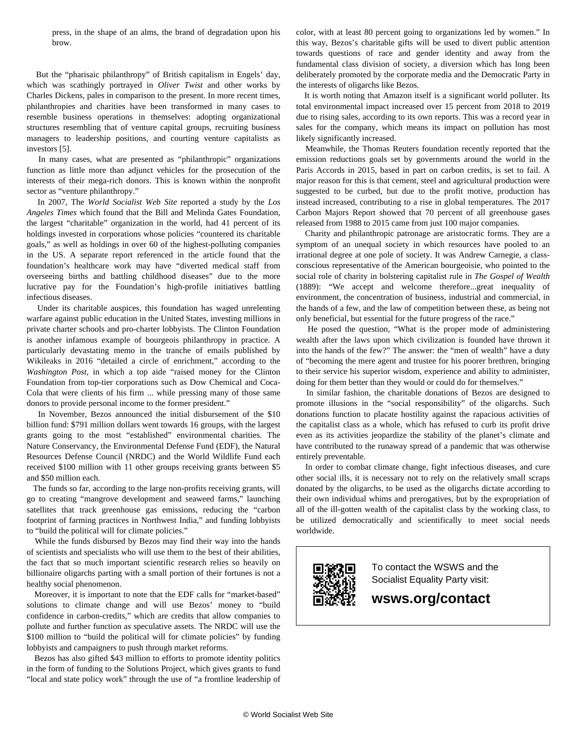press, in the shape of an alms, the brand of degradation upon his brow.

But the "pharisaic philanthropy" of British capitalism in Engels' day, which was scathingly portrayed in *Oliver Twist* and other works by Charles Dickens, pales in comparison to the present. In more recent times, philanthropies and charities have been transformed in many cases to resemble business operations in themselves: adopting organizational structures resembling that of venture capital groups, recruiting business managers to leadership positions, and courting venture capitalists as investors [5].

In many cases, what are presented as "philanthropic" organizations function as little more than adjunct vehicles for the prosecution of the interests of their mega-rich donors. This is known within the nonprofit sector as "venture philanthropy."

In 2007, The *World Socialist Web Site* reported a study by the *Los Angeles Times* which found that the Bill and Melinda Gates Foundation, the largest "charitable" organization in the world, had 41 percent of its holdings invested in corporations whose policies "countered its charitable goals," as well as holdings in over 60 of the highest-polluting companies in the US. A separate report referenced in the article found that the foundation's healthcare work may have "diverted medical staff from overseeing births and battling childhood diseases" due to the more lucrative pay for the Foundation's high-profile initiatives battling infectious diseases.

Under its charitable auspices, this foundation has waged unrelenting warfare against public education in the United States, investing millions in private charter schools and pro-charter lobbyists. The Clinton Foundation is another infamous example of bourgeois philanthropy in practice. A particularly devastating memo in the tranche of emails published by Wikileaks in 2016 "detailed a circle of enrichment," according to the *Washington Post*, in which a top aide "raised money for the Clinton Foundation from top-tier corporations such as Dow Chemical and Coca-Cola that were clients of his firm ... while pressing many of those same donors to provide personal income to the former president."

In November, Bezos announced the initial disbursement of the $10 billion fund: $791 million dollars went towards 16 groups, with the largest grants going to the most "established" environmental charities. The Nature Conservancy, the Environmental Defense Fund (EDF), the Natural Resources Defense Council (NRDC) and the World Wildlife Fund each received $100 million with 11 other groups receiving grants between $5 and $50 million each.

The funds so far, according to the large non-profits receiving grants, will go to creating "mangrove development and seaweed farms," launching satellites that track greenhouse gas emissions, reducing the "carbon footprint of farming practices in Northwest India," and funding lobbyists to "build the political will for climate policies."

While the funds disbursed by Bezos may find their way into the hands of scientists and specialists who will use them to the best of their abilities, the fact that so much important scientific research relies so heavily on billionaire oligarchs parting with a small portion of their fortunes is not a healthy social phenomenon.

Moreover, it is important to note that the EDF calls for "market-based" solutions to climate change and will use Bezos' money to "build confidence in carbon-credits," which are credits that allow companies to pollute and further function as speculative assets. The NRDC will use the $100 million to "build the political will for climate policies" by funding lobbyists and campaigners to push through market reforms.

Bezos has also gifted $43 million to efforts to promote identity politics in the form of funding to the Solutions Project, which gives grants to fund "local and state policy work" through the use of "a frontline leadership of color, with at least 80 percent going to organizations led by women." In this way, Bezos's charitable gifts will be used to divert public attention towards questions of race and gender identity and away from the fundamental class division of society, a diversion which has long been deliberately promoted by the corporate media and the Democratic Party in the interests of oligarchs like Bezos.

It is worth noting that Amazon itself is a significant world polluter. Its total environmental impact increased over 15 percent from 2018 to 2019 due to rising sales, according to its own reports. This was a record year in sales for the company, which means its impact on pollution has most likely significantly increased.

Meanwhile, the Thomas Reuters foundation recently reported that the emission reductions goals set by governments around the world in the Paris Accords in 2015, based in part on carbon credits, is set to fail. A major reason for this is that cement, steel and agricultural production were suggested to be curbed, but due to the profit motive, production has instead increased, contributing to a rise in global temperatures. The 2017 Carbon Majors Report showed that 70 percent of all greenhouse gases released from 1988 to 2015 came from just 100 major companies.

Charity and philanthropic patronage are aristocratic forms. They are a symptom of an unequal society in which resources have pooled to an irrational degree at one pole of society. It was Andrew Carnegie, a class-conscious representative of the American bourgeoisie, who pointed to the social role of charity in bolstering capitalist rule in *The Gospel of Wealth* (1889): "We accept and welcome therefore...great inequality of environment, the concentration of business, industrial and commercial, in the hands of a few, and the law of competition between these, as being not only beneficial, but essential for the future progress of the race."

He posed the question, "What is the proper mode of administering wealth after the laws upon which civilization is founded have thrown it into the hands of the few?" The answer: the "men of wealth" have a duty of "becoming the mere agent and trustee for his poorer brethren, bringing to their service his superior wisdom, experience and ability to administer, doing for them better than they would or could do for themselves."

In similar fashion, the charitable donations of Bezos are designed to promote illusions in the "social responsibility" of the oligarchs. Such donations function to placate hostility against the rapacious activities of the capitalist class as a whole, which has refused to curb its profit drive even as its activities jeopardize the stability of the planet's climate and have contributed to the runaway spread of a pandemic that was otherwise entirely preventable.

In order to combat climate change, fight infectious diseases, and cure other social ills, it is necessary not to rely on the relatively small scraps donated by the oligarchs, to be used as the oligarchs dictate according to their own individual whims and prerogatives, but by the expropriation of all of the ill-gotten wealth of the capitalist class by the working class, to be utilized democratically and scientifically to meet social needs worldwide.

To contact the WSWS and the Socialist Equality Party visit:

**wsws.org/contact**